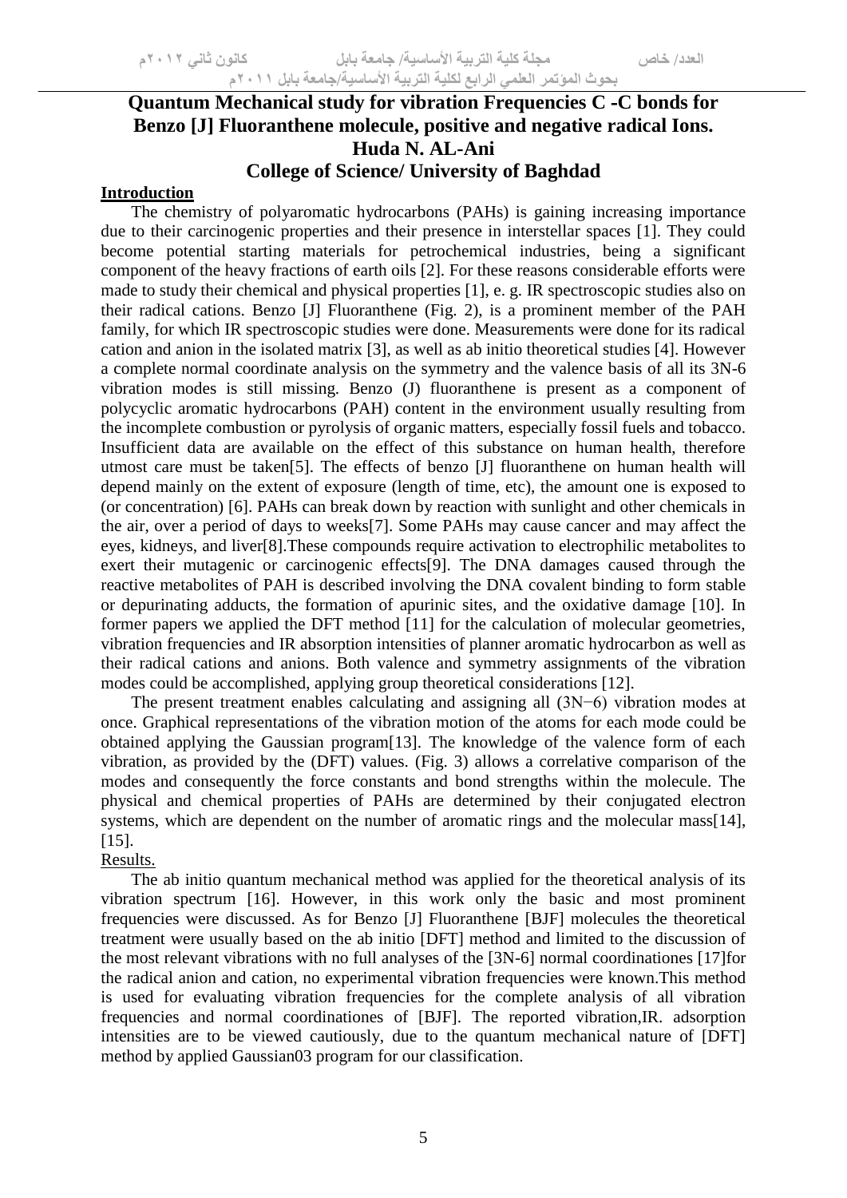# Quantum Mechanical study for vibration Frequencies C -C bonds for Benzo [J] Fluoranthene molecule, positive and negative radical Ions.

**Huda N. AL-Ani**

**College of Science/ University of Baghdad**

## Introduction

The chemistry of polyaromatic hydrocarbons (PAHs) is gaining increasing importance due to their carcinogenic properties and their presence in interstellar spaces [1]. They could become potential starting materials for petrochemical industries, being a significant component of the heavy fractions of earth oils [2]. For these reasons considerable efforts were made to study their chemical and physical properties [1], e. g. IR spectroscopic studies also on their radical cations. Benzo [J] Fluoranthene (Fig. 2), is a prominent member of the PAH family, for which IR spectroscopic studies were done. Measurements were done for its radical cation and anion in the isolated matrix [3], as well as ab initio theoretical studies [4]. However a complete normal coordinate analysis on the symmetry and the valence basis of all its 3N-6 vibration modes is still missing. Benzo (J) fluoranthene is present as a component of polycyclic aromatic hydrocarbons (PAH) content in the environment usually resulting from the incomplete combustion or pyrolysis of organic matters, especially fossil fuels and tobacco. Insufficient data are available on the effect of this substance on human health, therefore utmost care must be taken[5]. The effects of benzo [J] fluoranthene on human health will depend mainly on the extent of exposure (length of time, etc), the amount one is exposed to (or concentration) [6]. PAHs can break down by reaction with sunlight and other chemicals in the air, over a period of days to weeks[7]. Some PAHs may cause cancer and may affect the eyes, kidneys, and liver[8].These compounds require activation to electrophilic metabolites to exert their mutagenic or carcinogenic effects[9]. The DNA damages caused through the reactive metabolites of PAH is described involving the DNA covalent binding to form stable or depurinating adducts, the formation of apurinic sites, and the oxidative damage [10]. In former papers we applied the DFT method [11] for the calculation of molecular geometries, vibration frequencies and IR absorption intensities of planner aromatic hydrocarbon as well as their radical cations and anions. Both valence and symmetry assignments of the vibration modes could be accomplished, applying group theoretical considerations [12].

The present treatment enables calculating and assigning all (3N−6) vibration modes at once. Graphical representations of the vibration motion of the atoms for each mode could be obtained applying the Gaussian program[13]. The knowledge of the valence form of each vibration, as provided by the (DFT) values. (Fig. 3) allows a correlative comparison of the modes and consequently the force constants and bond strengths within the molecule. The physical and chemical properties of PAHs are determined by their conjugated electron systems, which are dependent on the number of aromatic rings and the molecular mass[14], [15].

## Results.

The ab initio quantum mechanical method was applied for the theoretical analysis of its vibration spectrum [16]. However, in this work only the basic and most prominent frequencies were discussed. As for Benzo [J] Fluoranthene [BJF] molecules the theoretical treatment were usually based on the ab initio [DFT] method and limited to the discussion of the most relevant vibrations with no full analyses of the [3N-6] normal coordinationes [17]for the radical anion and cation, no experimental vibration frequencies were known.This method is used for evaluating vibration frequencies for the complete analysis of all vibration frequencies and normal coordinationes of [BJF]. The reported vibration,IR. adsorption intensities are to be viewed cautiously, due to the quantum mechanical nature of [DFT] method by applied Gaussian03 program for our classification.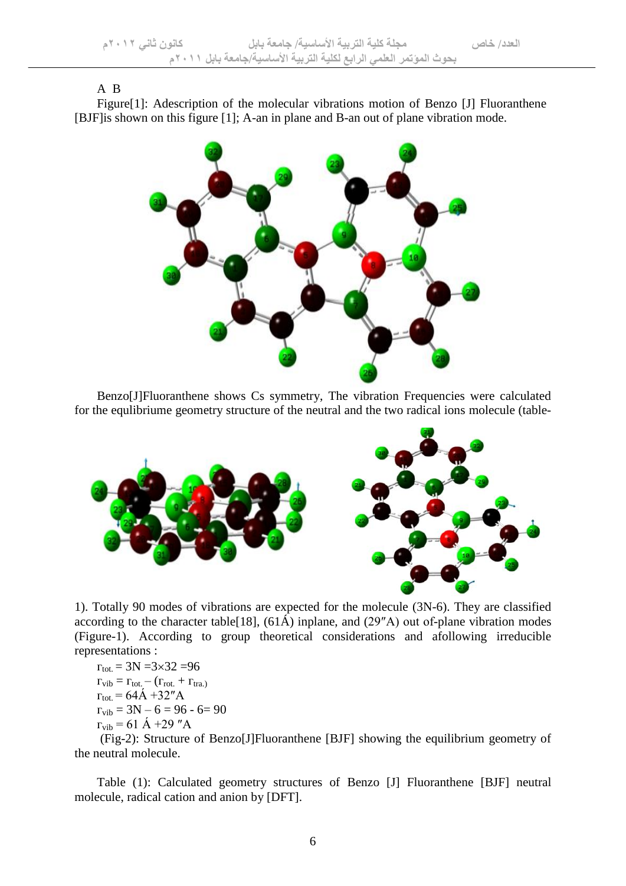A B

Figure[1]: Adescription of the molecular vibrations motion of Benzo [J] Fluoranthene [BJF]is shown on this figure [1]; A-an in plane and B-an out of plane vibration mode.

Benzo[J]Fluoranthene shows Cs symmetry, The vibration Frequencies were calculated for the equlibriume geometry structure of the neutral and the two radical ions molecule (table-1). Totally 90 modes of vibrations are expected for the molecule (3N-6). They are classified according to the character table[18], (61Á) inplane, and (29″A) out of-plane vibration modes (Figure-1). According to group theoretical considerations and afollowing irreducible representations :

$\Gamma_{tot.} = 3N = 3\times32 = 96$

$\Gamma_{vib} = \Gamma_{tot.} - (\Gamma_{rot.} + \Gamma_{tra.})$

$\Gamma_{tot.} = 64Á + 32″A$

$\Gamma_{vib} = 3N - 6 = 96 - 6 = 90$

$\Gamma_{vib} = 61\ Á + 29\ ″A$

(Fig-2): Structure of Benzo[J]Fluoranthene [BJF] showing the equilibrium geometry of the neutral molecule.

Table (1): Calculated geometry structures of Benzo [J] Fluoranthene [BJF] neutral molecule, radical cation and anion by [DFT].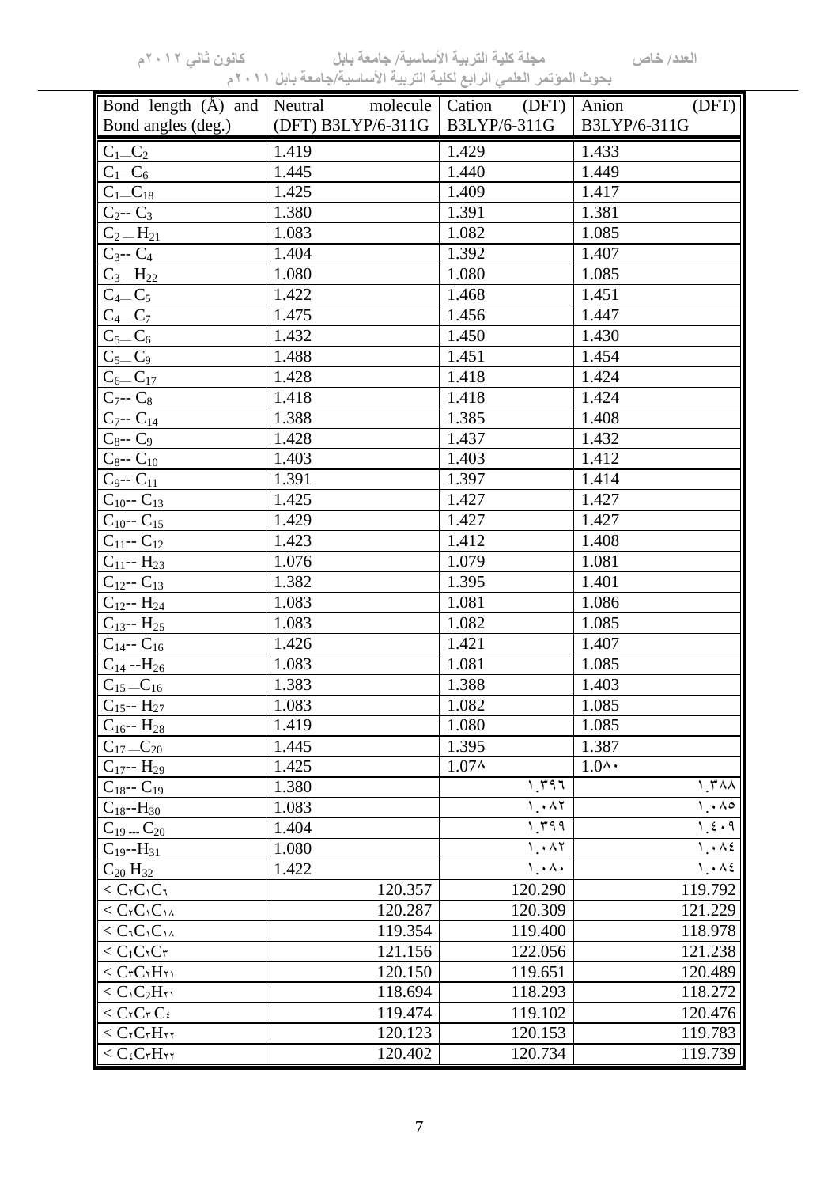| Bond length (Å) and Bond angles (deg.) | Neutral molecule (DFT) B3LYP/6-311G | Cation (DFT) B3LYP/6-311G | Anion (DFT) B3LYP/6-311G |
|---|---|---|---|
| $C_1$—$C_2$ | 1.419 | 1.429 | 1.433 |
| $C_1$—$C_6$ | 1.445 | 1.440 | 1.449 |
| $C_1$—$C_{18}$ | 1.425 | 1.409 | 1.417 |
| $C_2$-- $C_3$ | 1.380 | 1.391 | 1.381 |
| $C_2$ — $H_{21}$ | 1.083 | 1.082 | 1.085 |
| $C_3$-- $C_4$ | 1.404 | 1.392 | 1.407 |
| $C_3$ —$H_{22}$ | 1.080 | 1.080 | 1.085 |
| $C_4$— $C_5$ | 1.422 | 1.468 | 1.451 |
| $C_4$— $C_7$ | 1.475 | 1.456 | 1.447 |
| $C_5$— $C_6$ | 1.432 | 1.450 | 1.430 |
| $C_5$— $C_9$ | 1.488 | 1.451 | 1.454 |
| $C_6$— $C_{17}$ | 1.428 | 1.418 | 1.424 |
| $C_7$-- $C_8$ | 1.418 | 1.418 | 1.424 |
| $C_7$-- $C_{14}$ | 1.388 | 1.385 | 1.408 |
| $C_8$-- $C_9$ | 1.428 | 1.437 | 1.432 |
| $C_8$-- $C_{10}$ | 1.403 | 1.403 | 1.412 |
| $C_9$-- $C_{11}$ | 1.391 | 1.397 | 1.414 |
| $C_{10}$-- $C_{13}$ | 1.425 | 1.427 | 1.427 |
| $C_{10}$-- $C_{15}$ | 1.429 | 1.427 | 1.427 |
| $C_{11}$-- $C_{12}$ | 1.423 | 1.412 | 1.408 |
| $C_{11}$-- $H_{23}$ | 1.076 | 1.079 | 1.081 |
| $C_{12}$-- $C_{13}$ | 1.382 | 1.395 | 1.401 |
| $C_{12}$-- $H_{24}$ | 1.083 | 1.081 | 1.086 |
| $C_{13}$-- $H_{25}$ | 1.083 | 1.082 | 1.085 |
| $C_{14}$-- $C_{16}$ | 1.426 | 1.421 | 1.407 |
| $C_{14}$ --$H_{26}$ | 1.083 | 1.081 | 1.085 |
| $C_{15}$ —$C_{16}$ | 1.383 | 1.388 | 1.403 |
| $C_{15}$-- $H_{27}$ | 1.083 | 1.082 | 1.085 |
| $C_{16}$-- $H_{28}$ | 1.419 | 1.080 | 1.085 |
| $C_{17}$ —$C_{20}$ | 1.445 | 1.395 | 1.387 |
| $C_{17}$-- $H_{29}$ | 1.425 | 1.078 | 1.080 |
| $C_{18}$-- $C_{19}$ | 1.380 | 1.396 | 1.388 |
| $C_{18}$--$H_{30}$ | 1.083 | 1.082 | 1.085 |
| $C_{19}$ --- $C_{20}$ | 1.404 | 1.399 | 1.409 |
| $C_{19}$--$H_{31}$ | 1.080 | 1.082 | 1.084 |
| $C_{20}$ $H_{32}$ | 1.422 | 1.080 | 1.084 |
| < $C_2C_1C_6$ | 120.357 | 120.290 | 119.792 |
| < $C_2C_1C_{18}$ | 120.287 | 120.309 | 121.229 |
| < $C_6C_1C_{18}$ | 119.354 | 119.400 | 118.978 |
| < $C_1C_2C_3$ | 121.156 | 122.056 | 121.238 |
| < $C_3C_2H_{21}$ | 120.150 | 119.651 | 120.489 |
| < $C_1C_2H_{21}$ | 118.694 | 118.293 | 118.272 |
| < $C_2C_3$ $C_4$ | 119.474 | 119.102 | 120.476 |
| < $C_2C_3H_{22}$ | 120.123 | 120.153 | 119.783 |
| < $C_4C_3H_{22}$ | 120.402 | 120.734 | 119.739 |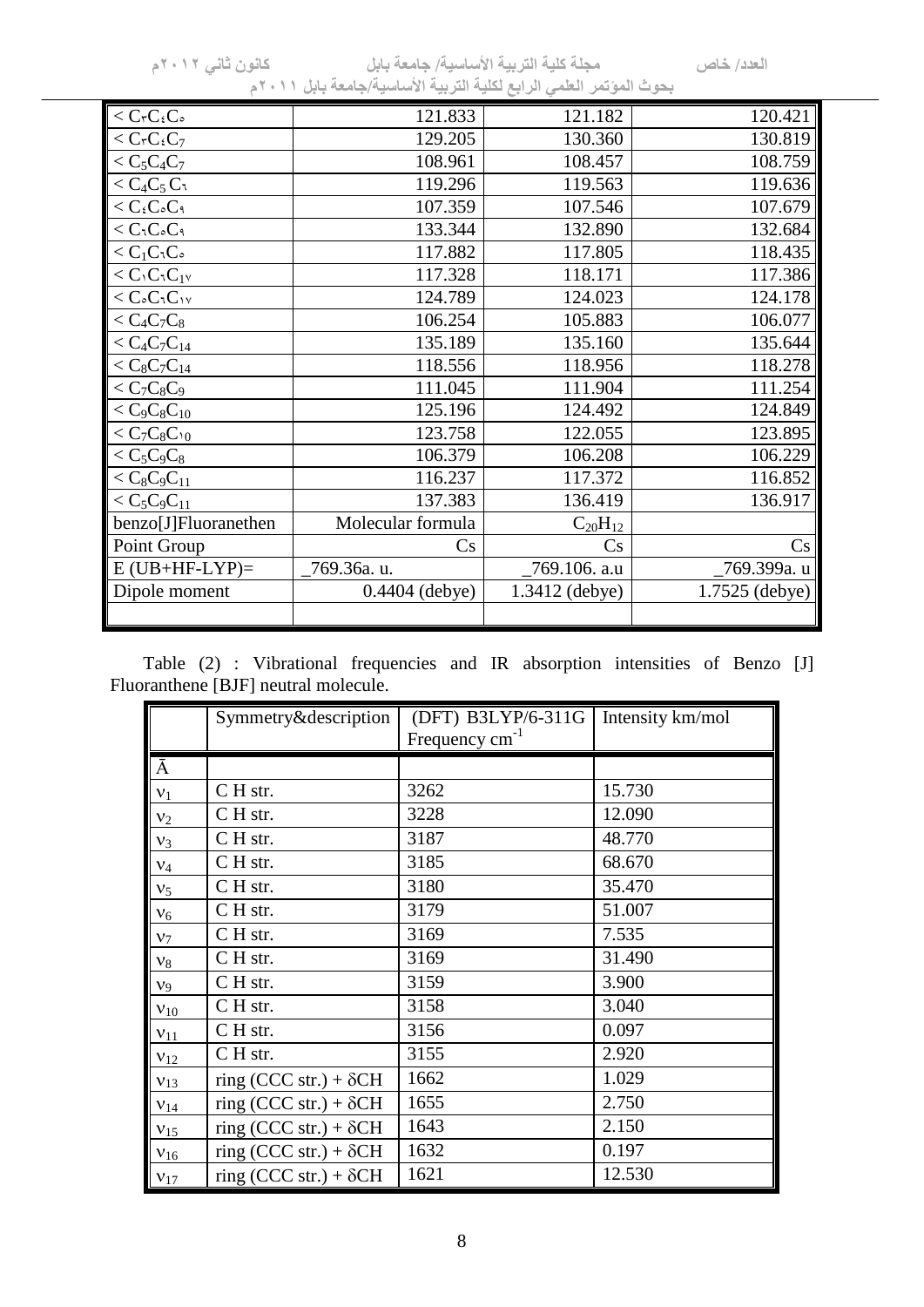| | | | |
|---|---|---|---|
| $< C_3C_4C_5$ | 121.833 | 121.182 | 120.421 |
| $< C_3C_4C_7$ | 129.205 | 130.360 | 130.819 |
| $< C_5C_4C_7$ | 108.961 | 108.457 | 108.759 |
| $< C_4C_5C_6$ | 119.296 | 119.563 | 119.636 |
| $< C_4C_5C_9$ | 107.359 | 107.546 | 107.679 |
| $< C_6C_5C_9$ | 133.344 | 132.890 | 132.684 |
| $< C_1C_6C_5$ | 117.882 | 117.805 | 118.435 |
| $< C_1C_6C_{17}$ | 117.328 | 118.171 | 117.386 |
| $< C_5C_6C_{17}$ | 124.789 | 124.023 | 124.178 |
| $< C_4C_7C_8$ | 106.254 | 105.883 | 106.077 |
| $< C_4C_7C_{14}$ | 135.189 | 135.160 | 135.644 |
| $< C_8C_7C_{14}$ | 118.556 | 118.956 | 118.278 |
| $< C_7C_8C_9$ | 111.045 | 111.904 | 111.254 |
| $< C_9C_8C_{10}$ | 125.196 | 124.492 | 124.849 |
| $< C_7C_8C_{10}$ | 123.758 | 122.055 | 123.895 |
| $< C_5C_9C_8$ | 106.379 | 106.208 | 106.229 |
| $< C_8C_9C_{11}$ | 116.237 | 117.372 | 116.852 |
| $< C_5C_9C_{11}$ | 137.383 | 136.419 | 136.917 |
| benzo[J]Fluoranethen | Molecular formula | $C_{20}H_{12}$ | |
| Point Group | Cs | Cs | Cs |
| E (UB+HF-LYP)= | _769.36a. u. | _769.106. a.u | _769.399a. u |
| Dipole moment | 0.4404 (debye) | 1.3412 (debye) | 1.7525 (debye) |
| | | | |

Table (2) : Vibrational frequencies and IR absorption intensities of Benzo [J] Fluoranthene [BJF] neutral molecule.

| | Symmetry&description | (DFT) B3LYP/6-311G Frequency $cm^{-1}$ | Intensity km/mol |
|---|---|---|---|
| Ā | | | |
| $\nu_1$ | C H str. | 3262 | 15.730 |
| $\nu_2$ | C H str. | 3228 | 12.090 |
| $\nu_3$ | C H str. | 3187 | 48.770 |
| $\nu_4$ | C H str. | 3185 | 68.670 |
| $\nu_5$ | C H str. | 3180 | 35.470 |
| $\nu_6$ | C H str. | 3179 | 51.007 |
| $\nu_7$ | C H str. | 3169 | 7.535 |
| $\nu_8$ | C H str. | 3169 | 31.490 |
| $\nu_9$ | C H str. | 3159 | 3.900 |
| $\nu_{10}$ | C H str. | 3158 | 3.040 |
| $\nu_{11}$ | C H str. | 3156 | 0.097 |
| $\nu_{12}$ | C H str. | 3155 | 2.920 |
| $\nu_{13}$ | ring (CCC str.) + $\delta$CH | 1662 | 1.029 |
| $\nu_{14}$ | ring (CCC str.) + $\delta$CH | 1655 | 2.750 |
| $\nu_{15}$ | ring (CCC str.) + $\delta$CH | 1643 | 2.150 |
| $\nu_{16}$ | ring (CCC str.) + $\delta$CH | 1632 | 0.197 |
| $\nu_{17}$ | ring (CCC str.) + $\delta$CH | 1621 | 12.530 |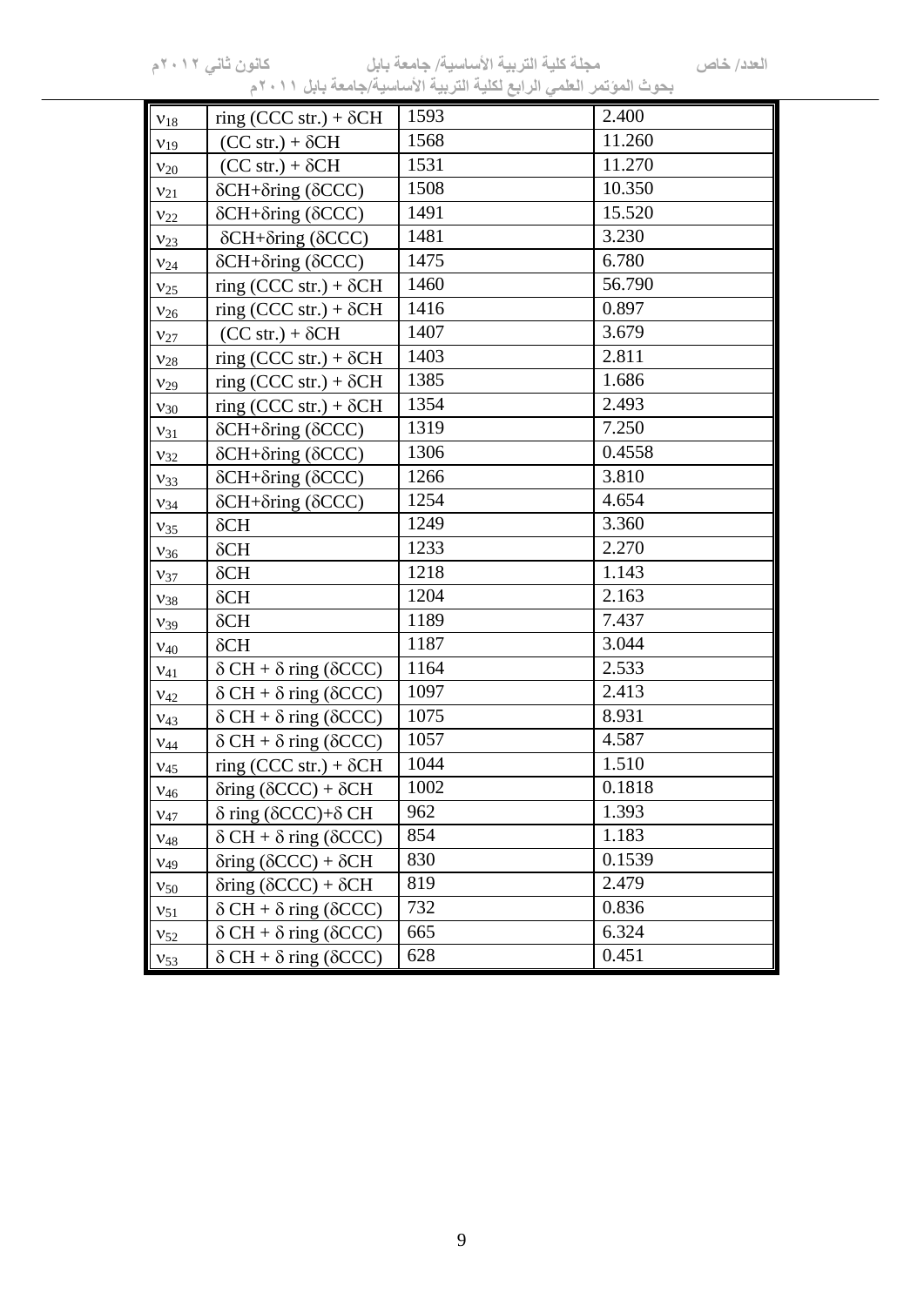| $\nu_{18}$ | ring (CCC str.) + δCH | 1593 | 2.400 |
|---|---|---|---|
| $\nu_{19}$ | (CC str.) + δCH | 1568 | 11.260 |
| $\nu_{20}$ | (CC str.) + δCH | 1531 | 11.270 |
| $\nu_{21}$ | δCH+δring (δCCC) | 1508 | 10.350 |
| $\nu_{22}$ | δCH+δring (δCCC) | 1491 | 15.520 |
| $\nu_{23}$ | δCH+δring (δCCC) | 1481 | 3.230 |
| $\nu_{24}$ | δCH+δring (δCCC) | 1475 | 6.780 |
| $\nu_{25}$ | ring (CCC str.) + δCH | 1460 | 56.790 |
| $\nu_{26}$ | ring (CCC str.) + δCH | 1416 | 0.897 |
| $\nu_{27}$ | (CC str.) + δCH | 1407 | 3.679 |
| $\nu_{28}$ | ring (CCC str.) + δCH | 1403 | 2.811 |
| $\nu_{29}$ | ring (CCC str.) + δCH | 1385 | 1.686 |
| $\nu_{30}$ | ring (CCC str.) + δCH | 1354 | 2.493 |
| $\nu_{31}$ | δCH+δring (δCCC) | 1319 | 7.250 |
| $\nu_{32}$ | δCH+δring (δCCC) | 1306 | 0.4558 |
| $\nu_{33}$ | δCH+δring (δCCC) | 1266 | 3.810 |
| $\nu_{34}$ | δCH+δring (δCCC) | 1254 | 4.654 |
| $\nu_{35}$ | δCH | 1249 | 3.360 |
| $\nu_{36}$ | δCH | 1233 | 2.270 |
| $\nu_{37}$ | δCH | 1218 | 1.143 |
| $\nu_{38}$ | δCH | 1204 | 2.163 |
| $\nu_{39}$ | δCH | 1189 | 7.437 |
| $\nu_{40}$ | δCH | 1187 | 3.044 |
| $\nu_{41}$ | δ CH + δ ring (δCCC) | 1164 | 2.533 |
| $\nu_{42}$ | δ CH + δ ring (δCCC) | 1097 | 2.413 |
| $\nu_{43}$ | δ CH + δ ring (δCCC) | 1075 | 8.931 |
| $\nu_{44}$ | δ CH + δ ring (δCCC) | 1057 | 4.587 |
| $\nu_{45}$ | ring (CCC str.) + δCH | 1044 | 1.510 |
| $\nu_{46}$ | δring (δCCC) + δCH | 1002 | 0.1818 |
| $\nu_{47}$ | δ ring (δCCC)+δ CH | 962 | 1.393 |
| $\nu_{48}$ | δ CH + δ ring (δCCC) | 854 | 1.183 |
| $\nu_{49}$ | δring (δCCC) + δCH | 830 | 0.1539 |
| $\nu_{50}$ | δring (δCCC) + δCH | 819 | 2.479 |
| $\nu_{51}$ | δ CH + δ ring (δCCC) | 732 | 0.836 |
| $\nu_{52}$ | δ CH + δ ring (δCCC) | 665 | 6.324 |
| $\nu_{53}$ | δ CH + δ ring (δCCC) | 628 | 0.451 |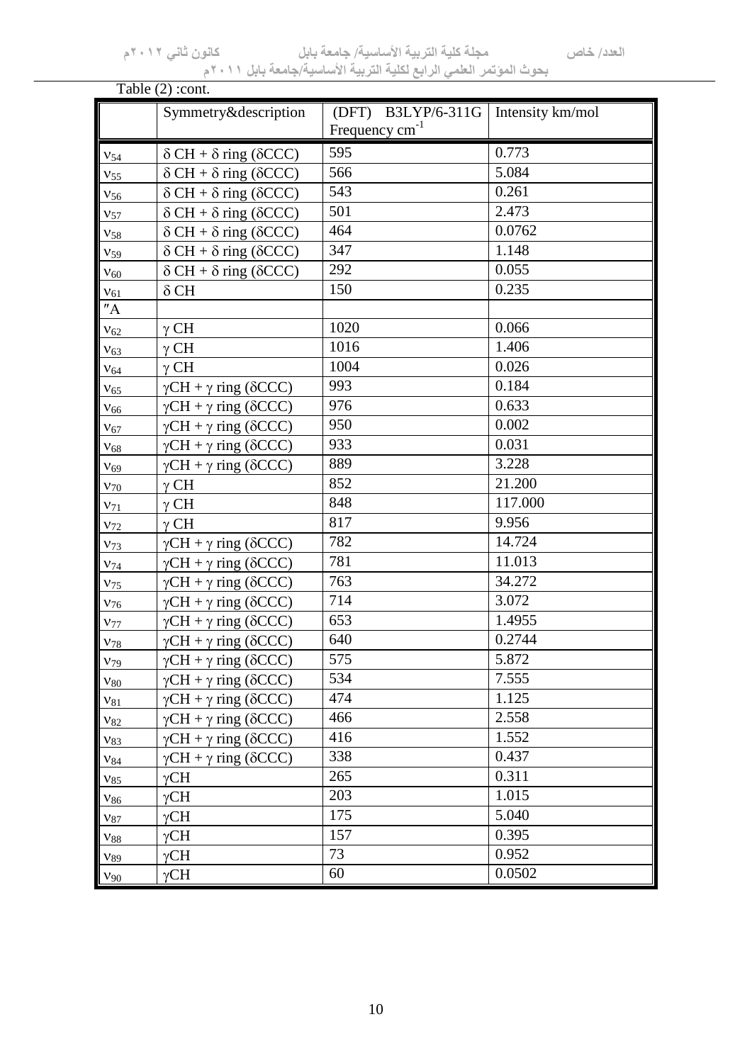Table (2) :cont.

| | Symmetry&description | (DFT) B3LYP/6-311G Frequency $cm^{-1}$ | Intensity km/mol |
|---|---|---|---|
| $\nu_{54}$ | δ CH + δ ring (δCCC) | 595 | 0.773 |
| $\nu_{55}$ | δ CH + δ ring (δCCC) | 566 | 5.084 |
| $\nu_{56}$ | δ CH + δ ring (δCCC) | 543 | 0.261 |
| $\nu_{57}$ | δ CH + δ ring (δCCC) | 501 | 2.473 |
| $\nu_{58}$ | δ CH + δ ring (δCCC) | 464 | 0.0762 |
| $\nu_{59}$ | δ CH + δ ring (δCCC) | 347 | 1.148 |
| $\nu_{60}$ | δ CH + δ ring (δCCC) | 292 | 0.055 |
| $\nu_{61}$ | δ CH | 150 | 0.235 |
| ″A | | | |
| $\nu_{62}$ | γ CH | 1020 | 0.066 |
| $\nu_{63}$ | γ CH | 1016 | 1.406 |
| $\nu_{64}$ | γ CH | 1004 | 0.026 |
| $\nu_{65}$ | γCH + γ ring (δCCC) | 993 | 0.184 |
| $\nu_{66}$ | γCH + γ ring (δCCC) | 976 | 0.633 |
| $\nu_{67}$ | γCH + γ ring (δCCC) | 950 | 0.002 |
| $\nu_{68}$ | γCH + γ ring (δCCC) | 933 | 0.031 |
| $\nu_{69}$ | γCH + γ ring (δCCC) | 889 | 3.228 |
| $\nu_{70}$ | γ CH | 852 | 21.200 |
| $\nu_{71}$ | γ CH | 848 | 117.000 |
| $\nu_{72}$ | γ CH | 817 | 9.956 |
| $\nu_{73}$ | γCH + γ ring (δCCC) | 782 | 14.724 |
| $\nu_{74}$ | γCH + γ ring (δCCC) | 781 | 11.013 |
| $\nu_{75}$ | γCH + γ ring (δCCC) | 763 | 34.272 |
| $\nu_{76}$ | γCH + γ ring (δCCC) | 714 | 3.072 |
| $\nu_{77}$ | γCH + γ ring (δCCC) | 653 | 1.4955 |
| $\nu_{78}$ | γCH + γ ring (δCCC) | 640 | 0.2744 |
| $\nu_{79}$ | γCH + γ ring (δCCC) | 575 | 5.872 |
| $\nu_{80}$ | γCH + γ ring (δCCC) | 534 | 7.555 |
| $\nu_{81}$ | γCH + γ ring (δCCC) | 474 | 1.125 |
| $\nu_{82}$ | γCH + γ ring (δCCC) | 466 | 2.558 |
| $\nu_{83}$ | γCH + γ ring (δCCC) | 416 | 1.552 |
| $\nu_{84}$ | γCH + γ ring (δCCC) | 338 | 0.437 |
| $\nu_{85}$ | γCH | 265 | 0.311 |
| $\nu_{86}$ | γCH | 203 | 1.015 |
| $\nu_{87}$ | γCH | 175 | 5.040 |
| $\nu_{88}$ | γCH | 157 | 0.395 |
| $\nu_{89}$ | γCH | 73 | 0.952 |
| $\nu_{90}$ | γCH | 60 | 0.0502 |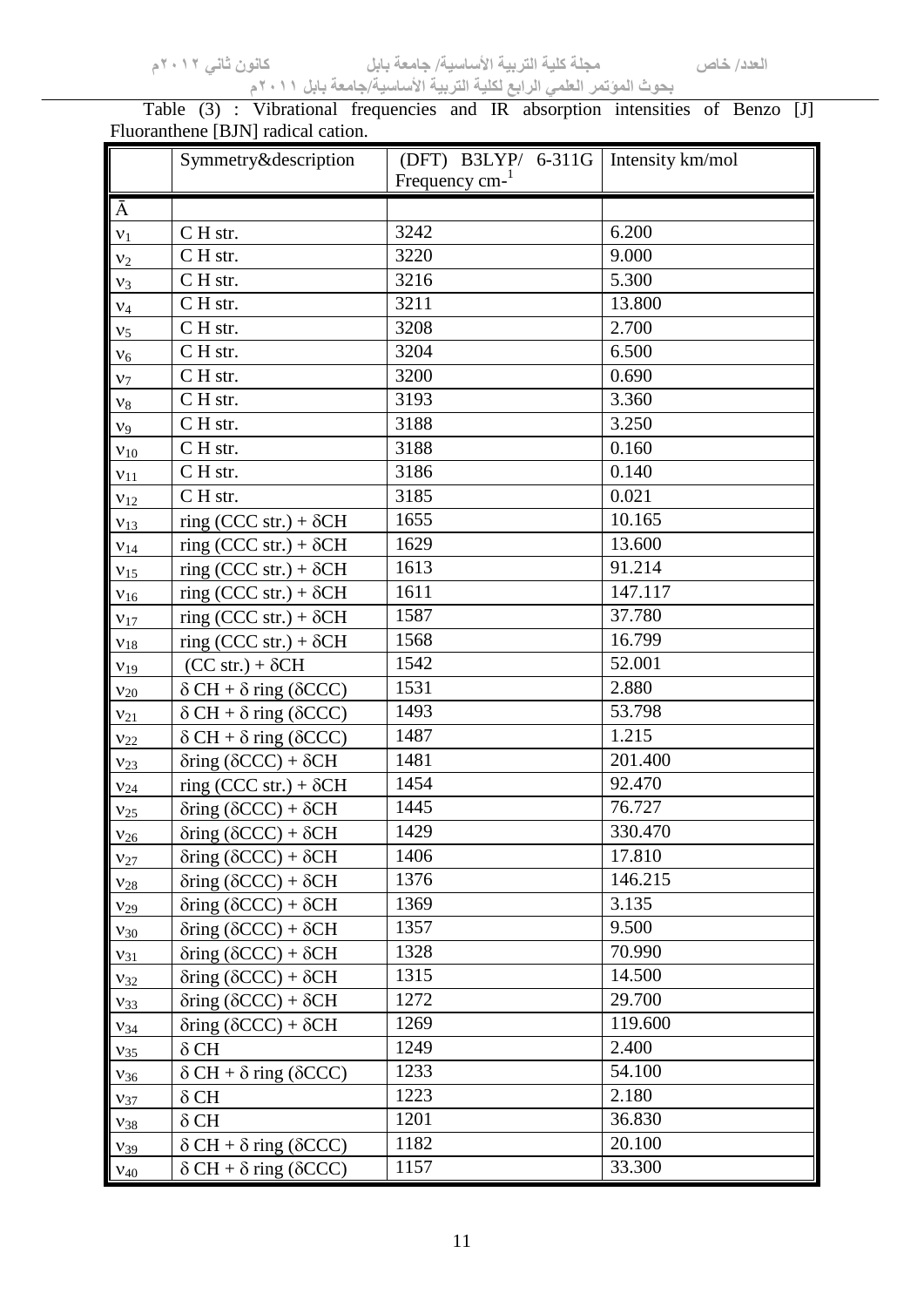Table (3) : Vibrational frequencies and IR absorption intensities of Benzo [J] Fluoranthene [BJN] radical cation.

| | Symmetry&description | (DFT) B3LYP/ 6-311G Frequency cm$^{-1}$ | Intensity km/mol |
|---|---|---|---|
| Ā | | | |
| $\nu_1$ | C H str. | 3242 | 6.200 |
| $\nu_2$ | C H str. | 3220 | 9.000 |
| $\nu_3$ | C H str. | 3216 | 5.300 |
| $\nu_4$ | C H str. | 3211 | 13.800 |
| $\nu_5$ | C H str. | 3208 | 2.700 |
| $\nu_6$ | C H str. | 3204 | 6.500 |
| $\nu_7$ | C H str. | 3200 | 0.690 |
| $\nu_8$ | C H str. | 3193 | 3.360 |
| $\nu_9$ | C H str. | 3188 | 3.250 |
| $\nu_{10}$ | C H str. | 3188 | 0.160 |
| $\nu_{11}$ | C H str. | 3186 | 0.140 |
| $\nu_{12}$ | C H str. | 3185 | 0.021 |
| $\nu_{13}$ | ring (CCC str.) + δCH | 1655 | 10.165 |
| $\nu_{14}$ | ring (CCC str.) + δCH | 1629 | 13.600 |
| $\nu_{15}$ | ring (CCC str.) + δCH | 1613 | 91.214 |
| $\nu_{16}$ | ring (CCC str.) + δCH | 1611 | 147.117 |
| $\nu_{17}$ | ring (CCC str.) + δCH | 1587 | 37.780 |
| $\nu_{18}$ | ring (CCC str.) + δCH | 1568 | 16.799 |
| $\nu_{19}$ | (CC str.) + δCH | 1542 | 52.001 |
| $\nu_{20}$ | δ CH + δ ring (δCCC) | 1531 | 2.880 |
| $\nu_{21}$ | δ CH + δ ring (δCCC) | 1493 | 53.798 |
| $\nu_{22}$ | δ CH + δ ring (δCCC) | 1487 | 1.215 |
| $\nu_{23}$ | δring (δCCC) + δCH | 1481 | 201.400 |
| $\nu_{24}$ | ring (CCC str.) + δCH | 1454 | 92.470 |
| $\nu_{25}$ | δring (δCCC) + δCH | 1445 | 76.727 |
| $\nu_{26}$ | δring (δCCC) + δCH | 1429 | 330.470 |
| $\nu_{27}$ | δring (δCCC) + δCH | 1406 | 17.810 |
| $\nu_{28}$ | δring (δCCC) + δCH | 1376 | 146.215 |
| $\nu_{29}$ | δring (δCCC) + δCH | 1369 | 3.135 |
| $\nu_{30}$ | δring (δCCC) + δCH | 1357 | 9.500 |
| $\nu_{31}$ | δring (δCCC) + δCH | 1328 | 70.990 |
| $\nu_{32}$ | δring (δCCC) + δCH | 1315 | 14.500 |
| $\nu_{33}$ | δring (δCCC) + δCH | 1272 | 29.700 |
| $\nu_{34}$ | δring (δCCC) + δCH | 1269 | 119.600 |
| $\nu_{35}$ | δ CH | 1249 | 2.400 |
| $\nu_{36}$ | δ CH + δ ring (δCCC) | 1233 | 54.100 |
| $\nu_{37}$ | δ CH | 1223 | 2.180 |
| $\nu_{38}$ | δ CH | 1201 | 36.830 |
| $\nu_{39}$ | δ CH + δ ring (δCCC) | 1182 | 20.100 |
| $\nu_{40}$ | δ CH + δ ring (δCCC) | 1157 | 33.300 |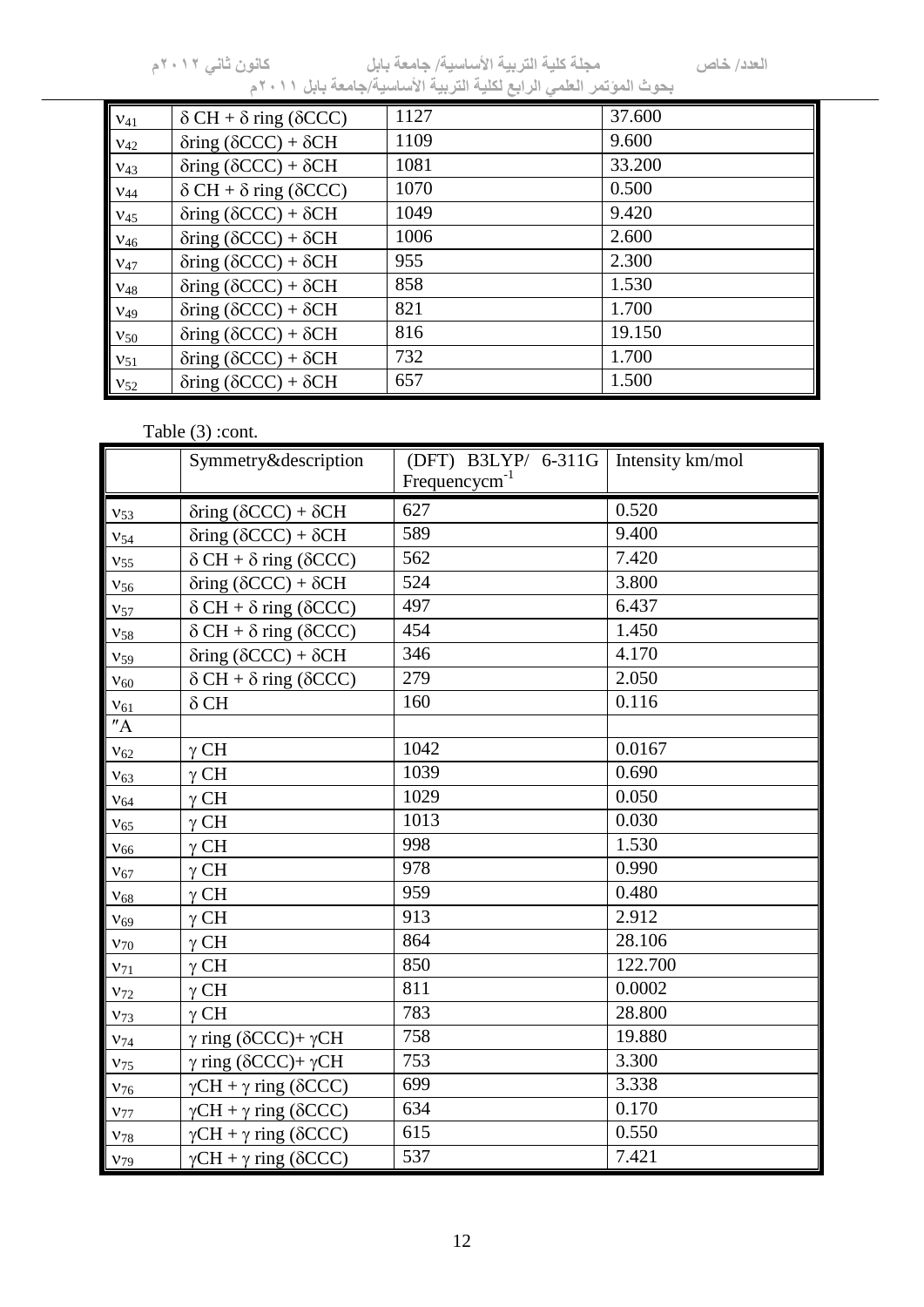| | | | |
|---|---|---|---|
| $\nu_{41}$ | δ CH + δ ring (δCCC) | 1127 | 37.600 |
| $\nu_{42}$ | δring (δCCC) + δCH | 1109 | 9.600 |
| $\nu_{43}$ | δring (δCCC) + δCH | 1081 | 33.200 |
| $\nu_{44}$ | δ CH + δ ring (δCCC) | 1070 | 0.500 |
| $\nu_{45}$ | δring (δCCC) + δCH | 1049 | 9.420 |
| $\nu_{46}$ | δring (δCCC) + δCH | 1006 | 2.600 |
| $\nu_{47}$ | δring (δCCC) + δCH | 955 | 2.300 |
| $\nu_{48}$ | δring (δCCC) + δCH | 858 | 1.530 |
| $\nu_{49}$ | δring (δCCC) + δCH | 821 | 1.700 |
| $\nu_{50}$ | δring (δCCC) + δCH | 816 | 19.150 |
| $\nu_{51}$ | δring (δCCC) + δCH | 732 | 1.700 |
| $\nu_{52}$ | δring (δCCC) + δCH | 657 | 1.500 |

Table (3) :cont.

| | Symmetry&description | (DFT) B3LYP/ 6-311G Frequency$cm^{-1}$ | Intensity km/mol |
|---|---|---|---|
| $\nu_{53}$ | δring (δCCC) + δCH | 627 | 0.520 |
| $\nu_{54}$ | δring (δCCC) + δCH | 589 | 9.400 |
| $\nu_{55}$ | δ CH + δ ring (δCCC) | 562 | 7.420 |
| $\nu_{56}$ | δring (δCCC) + δCH | 524 | 3.800 |
| $\nu_{57}$ | δ CH + δ ring (δCCC) | 497 | 6.437 |
| $\nu_{58}$ | δ CH + δ ring (δCCC) | 454 | 1.450 |
| $\nu_{59}$ | δring (δCCC) + δCH | 346 | 4.170 |
| $\nu_{60}$ | δ CH + δ ring (δCCC) | 279 | 2.050 |
| $\nu_{61}$ | δ CH | 160 | 0.116 |
| ″A | | | |
| $\nu_{62}$ | γ CH | 1042 | 0.0167 |
| $\nu_{63}$ | γ CH | 1039 | 0.690 |
| $\nu_{64}$ | γ CH | 1029 | 0.050 |
| $\nu_{65}$ | γ CH | 1013 | 0.030 |
| $\nu_{66}$ | γ CH | 998 | 1.530 |
| $\nu_{67}$ | γ CH | 978 | 0.990 |
| $\nu_{68}$ | γ CH | 959 | 0.480 |
| $\nu_{69}$ | γ CH | 913 | 2.912 |
| $\nu_{70}$ | γ CH | 864 | 28.106 |
| $\nu_{71}$ | γ CH | 850 | 122.700 |
| $\nu_{72}$ | γ CH | 811 | 0.0002 |
| $\nu_{73}$ | γ CH | 783 | 28.800 |
| $\nu_{74}$ | γ ring (δCCC)+ γCH | 758 | 19.880 |
| $\nu_{75}$ | γ ring (δCCC)+ γCH | 753 | 3.300 |
| $\nu_{76}$ | γCH + γ ring (δCCC) | 699 | 3.338 |
| $\nu_{77}$ | γCH + γ ring (δCCC) | 634 | 0.170 |
| $\nu_{78}$ | γCH + γ ring (δCCC) | 615 | 0.550 |
| $\nu_{79}$ | γCH + γ ring (δCCC) | 537 | 7.421 |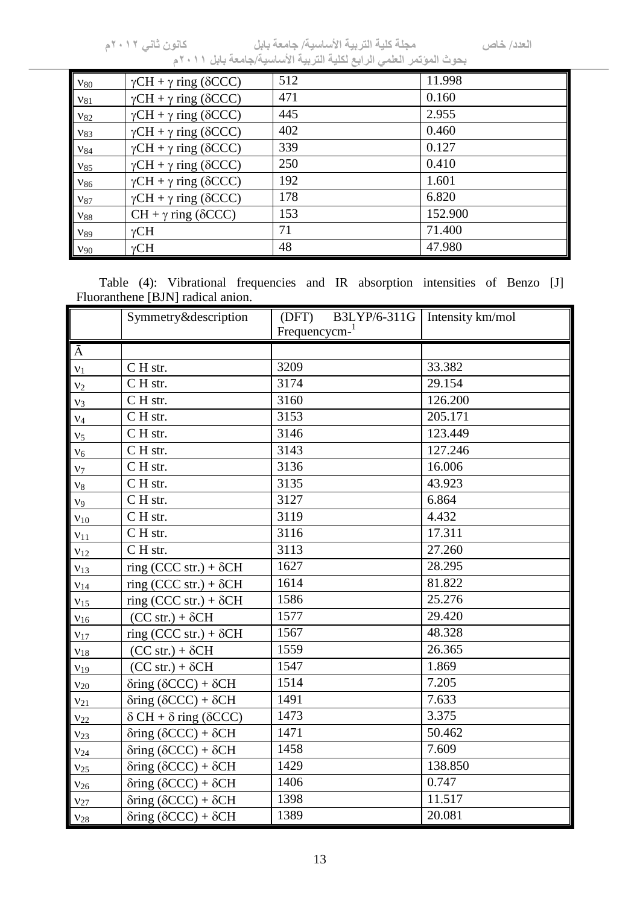| | | | |
|---|---|---|---|
| $\nu_{80}$ | $\gamma$CH + $\gamma$ ring ($\delta$CCC) | 512 | 11.998 |
| $\nu_{81}$ | $\gamma$CH + $\gamma$ ring ($\delta$CCC) | 471 | 0.160 |
| $\nu_{82}$ | $\gamma$CH + $\gamma$ ring ($\delta$CCC) | 445 | 2.955 |
| $\nu_{83}$ | $\gamma$CH + $\gamma$ ring ($\delta$CCC) | 402 | 0.460 |
| $\nu_{84}$ | $\gamma$CH + $\gamma$ ring ($\delta$CCC) | 339 | 0.127 |
| $\nu_{85}$ | $\gamma$CH + $\gamma$ ring ($\delta$CCC) | 250 | 0.410 |
| $\nu_{86}$ | $\gamma$CH + $\gamma$ ring ($\delta$CCC) | 192 | 1.601 |
| $\nu_{87}$ | $\gamma$CH + $\gamma$ ring ($\delta$CCC) | 178 | 6.820 |
| $\nu_{88}$ | CH + $\gamma$ ring ($\delta$CCC) | 153 | 152.900 |
| $\nu_{89}$ | $\gamma$CH | 71 | 71.400 |
| $\nu_{90}$ | $\gamma$CH | 48 | 47.980 |

Table (4): Vibrational frequencies and IR absorption intensities of Benzo [J] Fluoranthene [BJN] radical anion.

| | Symmetry&description | (DFT) B3LYP/6-311G Frequencycm-[1] | Intensity km/mol |
|---|---|---|---|
| Ā | | | |
| $\nu_{1}$ | C H str. | 3209 | 33.382 |
| $\nu_{2}$ | C H str. | 3174 | 29.154 |
| $\nu_{3}$ | C H str. | 3160 | 126.200 |
| $\nu_{4}$ | C H str. | 3153 | 205.171 |
| $\nu_{5}$ | C H str. | 3146 | 123.449 |
| $\nu_{6}$ | C H str. | 3143 | 127.246 |
| $\nu_{7}$ | C H str. | 3136 | 16.006 |
| $\nu_{8}$ | C H str. | 3135 | 43.923 |
| $\nu_{9}$ | C H str. | 3127 | 6.864 |
| $\nu_{10}$ | C H str. | 3119 | 4.432 |
| $\nu_{11}$ | C H str. | 3116 | 17.311 |
| $\nu_{12}$ | C H str. | 3113 | 27.260 |
| $\nu_{13}$ | ring (CCC str.) + $\delta$CH | 1627 | 28.295 |
| $\nu_{14}$ | ring (CCC str.) + $\delta$CH | 1614 | 81.822 |
| $\nu_{15}$ | ring (CCC str.) + $\delta$CH | 1586 | 25.276 |
| $\nu_{16}$ | (CC str.) + $\delta$CH | 1577 | 29.420 |
| $\nu_{17}$ | ring (CCC str.) + $\delta$CH | 1567 | 48.328 |
| $\nu_{18}$ | (CC str.) + $\delta$CH | 1559 | 26.365 |
| $\nu_{19}$ | (CC str.) + $\delta$CH | 1547 | 1.869 |
| $\nu_{20}$ | $\delta$ring ($\delta$CCC) + $\delta$CH | 1514 | 7.205 |
| $\nu_{21}$ | $\delta$ring ($\delta$CCC) + $\delta$CH | 1491 | 7.633 |
| $\nu_{22}$ | $\delta$ CH + $\delta$ ring ($\delta$CCC) | 1473 | 3.375 |
| $\nu_{23}$ | $\delta$ring ($\delta$CCC) + $\delta$CH | 1471 | 50.462 |
| $\nu_{24}$ | $\delta$ring ($\delta$CCC) + $\delta$CH | 1458 | 7.609 |
| $\nu_{25}$ | $\delta$ring ($\delta$CCC) + $\delta$CH | 1429 | 138.850 |
| $\nu_{26}$ | $\delta$ring ($\delta$CCC) + $\delta$CH | 1406 | 0.747 |
| $\nu_{27}$ | $\delta$ring ($\delta$CCC) + $\delta$CH | 1398 | 11.517 |
| $\nu_{28}$ | $\delta$ring ($\delta$CCC) + $\delta$CH | 1389 | 20.081 |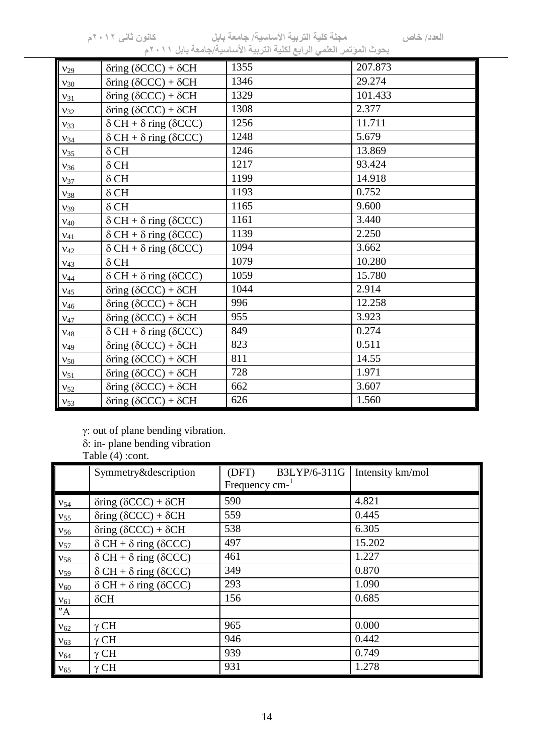| | | | |
|---|---|---|---|
| $\nu_{29}$ | δring (δCCC) + δCH | 1355 | 207.873 |
| $\nu_{30}$ | δring (δCCC) + δCH | 1346 | 29.274 |
| $\nu_{31}$ | δring (δCCC) + δCH | 1329 | 101.433 |
| $\nu_{32}$ | δring (δCCC) + δCH | 1308 | 2.377 |
| $\nu_{33}$ | δ CH + δ ring (δCCC) | 1256 | 11.711 |
| $\nu_{34}$ | δ CH + δ ring (δCCC) | 1248 | 5.679 |
| $\nu_{35}$ | δ CH | 1246 | 13.869 |
| $\nu_{36}$ | δ CH | 1217 | 93.424 |
| $\nu_{37}$ | δ CH | 1199 | 14.918 |
| $\nu_{38}$ | δ CH | 1193 | 0.752 |
| $\nu_{39}$ | δ CH | 1165 | 9.600 |
| $\nu_{40}$ | δ CH + δ ring (δCCC) | 1161 | 3.440 |
| $\nu_{41}$ | δ CH + δ ring (δCCC) | 1139 | 2.250 |
| $\nu_{42}$ | δ CH + δ ring (δCCC) | 1094 | 3.662 |
| $\nu_{43}$ | δ CH | 1079 | 10.280 |
| $\nu_{44}$ | δ CH + δ ring (δCCC) | 1059 | 15.780 |
| $\nu_{45}$ | δring (δCCC) + δCH | 1044 | 2.914 |
| $\nu_{46}$ | δring (δCCC) + δCH | 996 | 12.258 |
| $\nu_{47}$ | δring (δCCC) + δCH | 955 | 3.923 |
| $\nu_{48}$ | δ CH + δ ring (δCCC) | 849 | 0.274 |
| $\nu_{49}$ | δring (δCCC) + δCH | 823 | 0.511 |
| $\nu_{50}$ | δring (δCCC) + δCH | 811 | 14.55 |
| $\nu_{51}$ | δring (δCCC) + δCH | 728 | 1.971 |
| $\nu_{52}$ | δring (δCCC) + δCH | 662 | 3.607 |
| $\nu_{53}$ | δring (δCCC) + δCH | 626 | 1.560 |

γ: out of plane bending vibration.

δ: in- plane bending vibration

Table (4) :cont.

| | Symmetry&description | (DFT) B3LYP/6-311G Frequency $cm^{-1}$ | Intensity km/mol |
|---|---|---|---|
| $\nu_{54}$ | δring (δCCC) + δCH | 590 | 4.821 |
| $\nu_{55}$ | δring (δCCC) + δCH | 559 | 0.445 |
| $\nu_{56}$ | δring (δCCC) + δCH | 538 | 6.305 |
| $\nu_{57}$ | δ CH + δ ring (δCCC) | 497 | 15.202 |
| $\nu_{58}$ | δ CH + δ ring (δCCC) | 461 | 1.227 |
| $\nu_{59}$ | δ CH + δ ring (δCCC) | 349 | 0.870 |
| $\nu_{60}$ | δ CH + δ ring (δCCC) | 293 | 1.090 |
| $\nu_{61}$ | δCH | 156 | 0.685 |
| ″A | | | |
| $\nu_{62}$ | γ CH | 965 | 0.000 |
| $\nu_{63}$ | γ CH | 946 | 0.442 |
| $\nu_{64}$ | γ CH | 939 | 0.749 |
| $\nu_{65}$ | γ CH | 931 | 1.278 |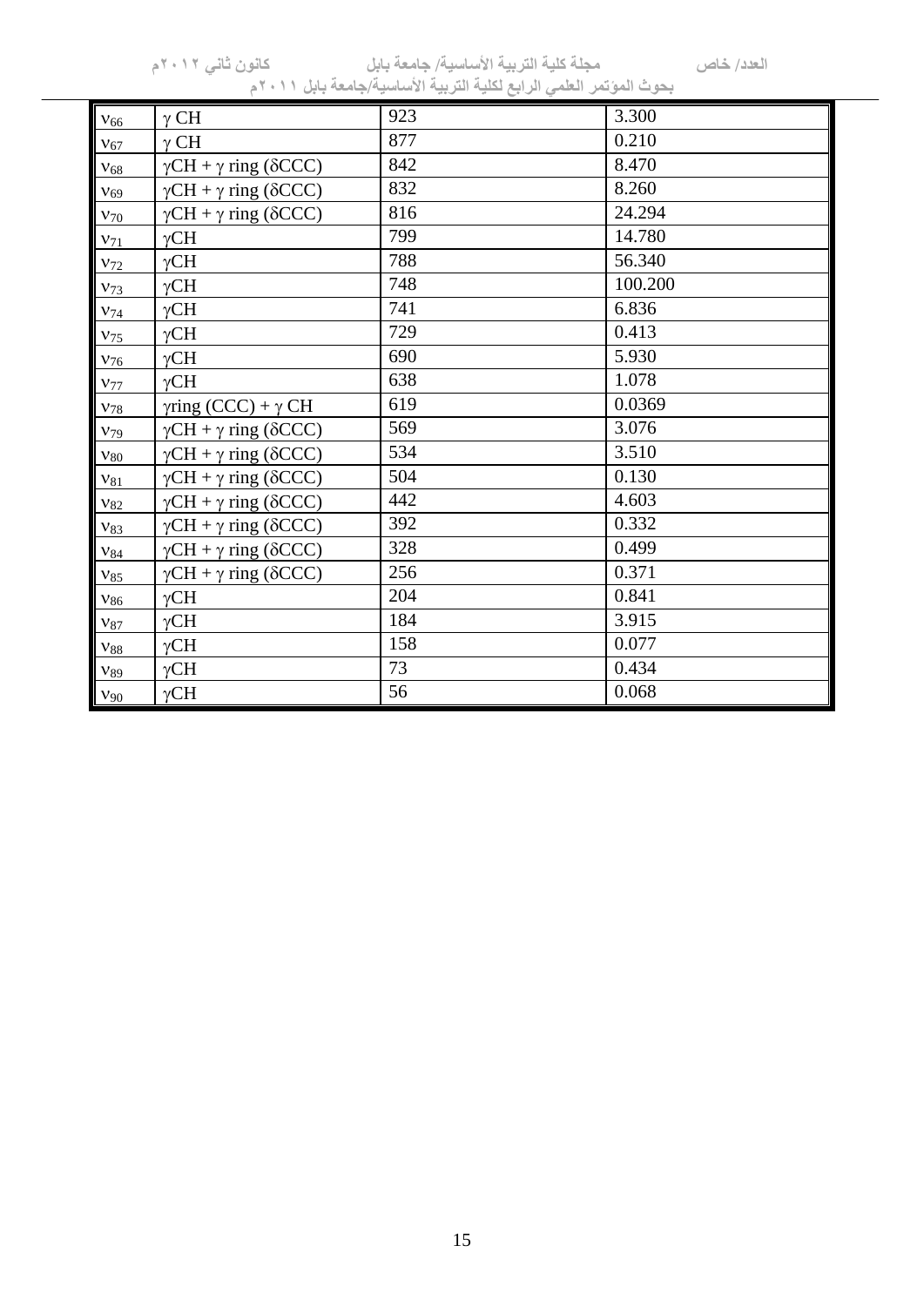| | | | |
|---|---|---|---|
| $\nu_{66}$ | $\gamma$ CH | 923 | 3.300 |
| $\nu_{67}$ | $\gamma$ CH | 877 | 0.210 |
| $\nu_{68}$ | $\gamma$CH + $\gamma$ ring ($\delta$CCC) | 842 | 8.470 |
| $\nu_{69}$ | $\gamma$CH + $\gamma$ ring ($\delta$CCC) | 832 | 8.260 |
| $\nu_{70}$ | $\gamma$CH + $\gamma$ ring ($\delta$CCC) | 816 | 24.294 |
| $\nu_{71}$ | $\gamma$CH | 799 | 14.780 |
| $\nu_{72}$ | $\gamma$CH | 788 | 56.340 |
| $\nu_{73}$ | $\gamma$CH | 748 | 100.200 |
| $\nu_{74}$ | $\gamma$CH | 741 | 6.836 |
| $\nu_{75}$ | $\gamma$CH | 729 | 0.413 |
| $\nu_{76}$ | $\gamma$CH | 690 | 5.930 |
| $\nu_{77}$ | $\gamma$CH | 638 | 1.078 |
| $\nu_{78}$ | $\gamma$ring (CCC) + $\gamma$ CH | 619 | 0.0369 |
| $\nu_{79}$ | $\gamma$CH + $\gamma$ ring ($\delta$CCC) | 569 | 3.076 |
| $\nu_{80}$ | $\gamma$CH + $\gamma$ ring ($\delta$CCC) | 534 | 3.510 |
| $\nu_{81}$ | $\gamma$CH + $\gamma$ ring ($\delta$CCC) | 504 | 0.130 |
| $\nu_{82}$ | $\gamma$CH + $\gamma$ ring ($\delta$CCC) | 442 | 4.603 |
| $\nu_{83}$ | $\gamma$CH + $\gamma$ ring ($\delta$CCC) | 392 | 0.332 |
| $\nu_{84}$ | $\gamma$CH + $\gamma$ ring ($\delta$CCC) | 328 | 0.499 |
| $\nu_{85}$ | $\gamma$CH + $\gamma$ ring ($\delta$CCC) | 256 | 0.371 |
| $\nu_{86}$ | $\gamma$CH | 204 | 0.841 |
| $\nu_{87}$ | $\gamma$CH | 184 | 3.915 |
| $\nu_{88}$ | $\gamma$CH | 158 | 0.077 |
| $\nu_{89}$ | $\gamma$CH | 73 | 0.434 |
| $\nu_{90}$ | $\gamma$CH | 56 | 0.068 |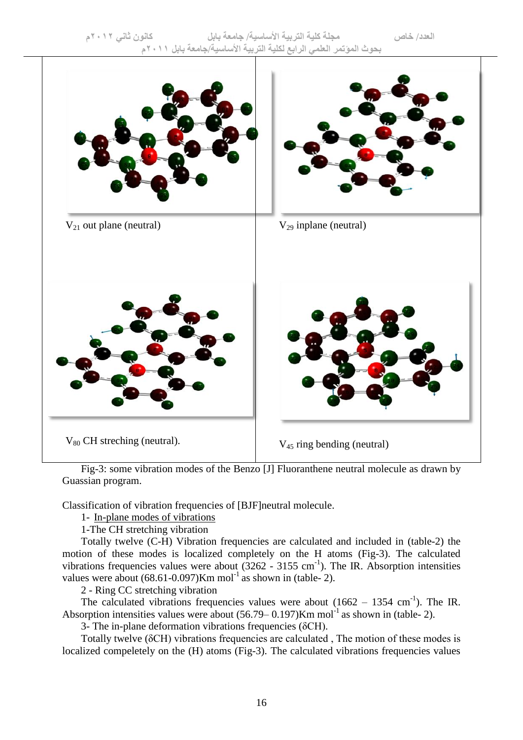$V_{21}$ out plane (neutral)

$V_{29}$ inplane (neutral)

$V_{80}$ CH streching (neutral).

$V_{45}$ ring bending (neutral)

Fig-3: some vibration modes of the Benzo [J] Fluoranthene neutral molecule as drawn by Guassian program.

Classification of vibration frequencies of [BJF]neutral molecule.

1- In-plane modes of vibrations

1-The CH stretching vibration

Totally twelve (C-H) Vibration frequencies are calculated and included in (table-2) the motion of these modes is localized completely on the H atoms (Fig-3). The calculated vibrations frequencies values were about (3262 - 3155 $cm^{-1}$). The IR. Absorption intensities values were about (68.61-0.097)Km $mol^{-1}$ as shown in (table- 2).

2 - Ring CC stretching vibration

The calculated vibrations frequencies values were about (1662 – 1354 $cm^{-1}$). The IR. Absorption intensities values were about (56.79– 0.197)Km $mol^{-1}$ as shown in (table- 2).

3- The in-plane deformation vibrations frequencies (δCH).

Totally twelve (δCH) vibrations frequencies are calculated , The motion of these modes is localized compeletely on the (H) atoms (Fig-3). The calculated vibrations frequencies values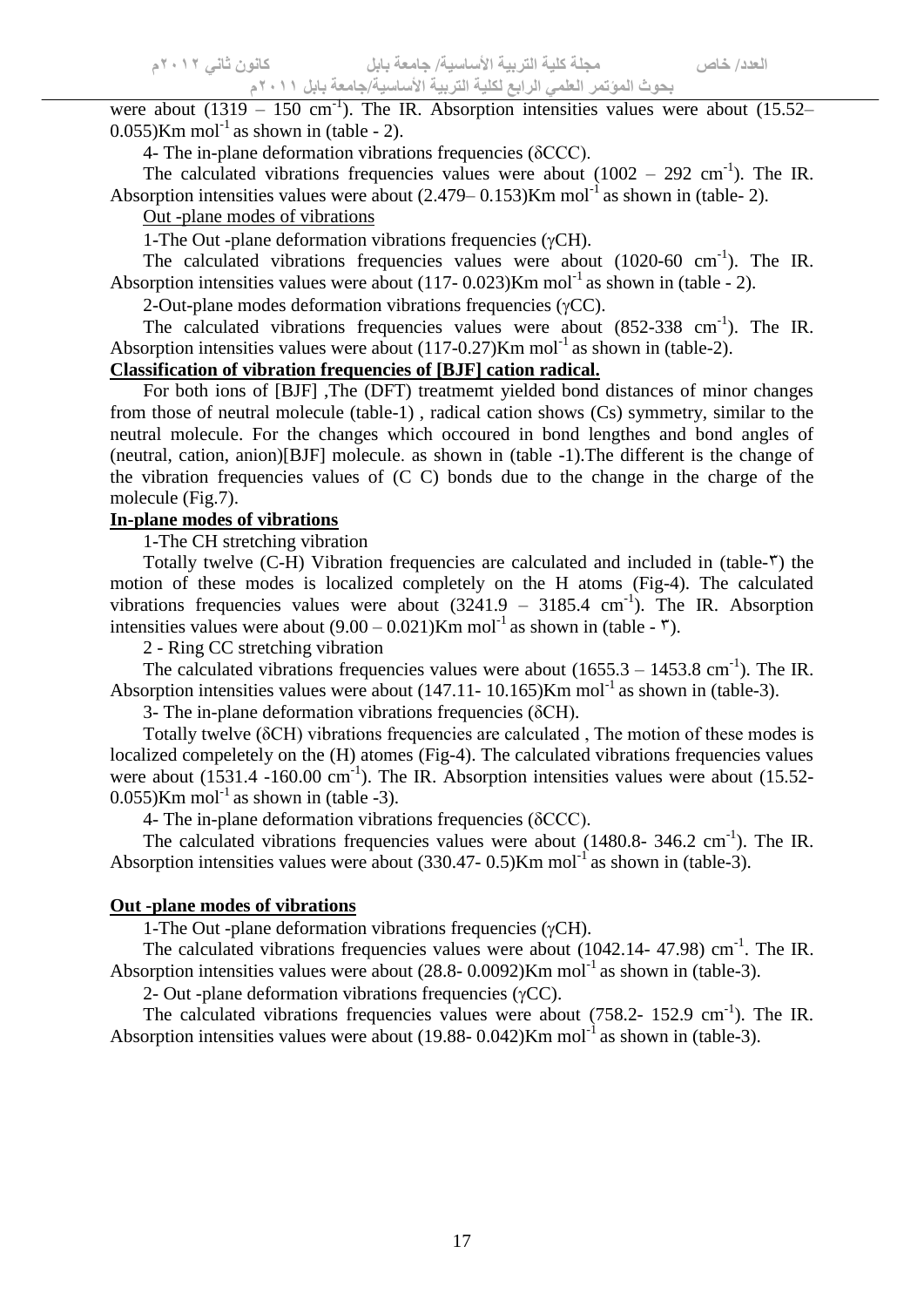were about (1319 – 150 $cm^{-1}$). The IR. Absorption intensities values were about (15.52– 0.055)Km $mol^{-1}$ as shown in (table - 2).

4- The in-plane deformation vibrations frequencies (δCCC).

The calculated vibrations frequencies values were about (1002 – 292 $cm^{-1}$). The IR. Absorption intensities values were about (2.479– 0.153)Km $mol^{-1}$ as shown in (table- 2).

Out -plane modes of vibrations

1-The Out -plane deformation vibrations frequencies (γCH).

The calculated vibrations frequencies values were about (1020-60 $cm^{-1}$). The IR. Absorption intensities values were about (117- 0.023)Km $mol^{-1}$ as shown in (table - 2).

2-Out-plane modes deformation vibrations frequencies (γCC).

The calculated vibrations frequencies values were about (852-338 $cm^{-1}$). The IR. Absorption intensities values were about (117-0.27)Km $mol^{-1}$ as shown in (table-2).

**Classification of vibration frequencies of [BJF] cation radical.**

For both ions of [BJF] ,The (DFT) treatmemt yielded bond distances of minor changes from those of neutral molecule (table-1) , radical cation shows (Cs) symmetry, similar to the neutral molecule. For the changes which occoured in bond lengthes and bond angles of (neutral, cation, anion)[BJF] molecule. as shown in (table -1).The different is the change of the vibration frequencies values of (C C) bonds due to the change in the charge of the molecule (Fig.7).

**In-plane modes of vibrations**

1-The CH stretching vibration

Totally twelve (C-H) Vibration frequencies are calculated and included in (table-٣) the motion of these modes is localized completely on the H atoms (Fig-4). The calculated vibrations frequencies values were about (3241.9 – 3185.4 $cm^{-1}$). The IR. Absorption intensities values were about (9.00 – 0.021)Km $mol^{-1}$ as shown in (table - ٣).

2 - Ring CC stretching vibration

The calculated vibrations frequencies values were about (1655.3 – 1453.8 $cm^{-1}$). The IR. Absorption intensities values were about (147.11- 10.165)Km $mol^{-1}$ as shown in (table-3).

3- The in-plane deformation vibrations frequencies (δCH).

Totally twelve (δCH) vibrations frequencies are calculated , The motion of these modes is localized compeletely on the (H) atomes (Fig-4). The calculated vibrations frequencies values were about (1531.4 -160.00 $cm^{-1}$). The IR. Absorption intensities values were about (15.52- 0.055)Km $mol^{-1}$ as shown in (table -3).

4- The in-plane deformation vibrations frequencies (δCCC).

The calculated vibrations frequencies values were about (1480.8- 346.2 $cm^{-1}$). The IR. Absorption intensities values were about (330.47- 0.5)Km $mol^{-1}$ as shown in (table-3).

**Out -plane modes of vibrations**

1-The Out -plane deformation vibrations frequencies (γCH).

The calculated vibrations frequencies values were about (1042.14- 47.98) $cm^{-1}$. The IR. Absorption intensities values were about (28.8- 0.0092)Km $mol^{-1}$ as shown in (table-3).

2- Out -plane deformation vibrations frequencies (γCC).

The calculated vibrations frequencies values were about (758.2- 152.9 $cm^{-1}$). The IR. Absorption intensities values were about (19.88- 0.042)Km $mol^{-1}$ as shown in (table-3).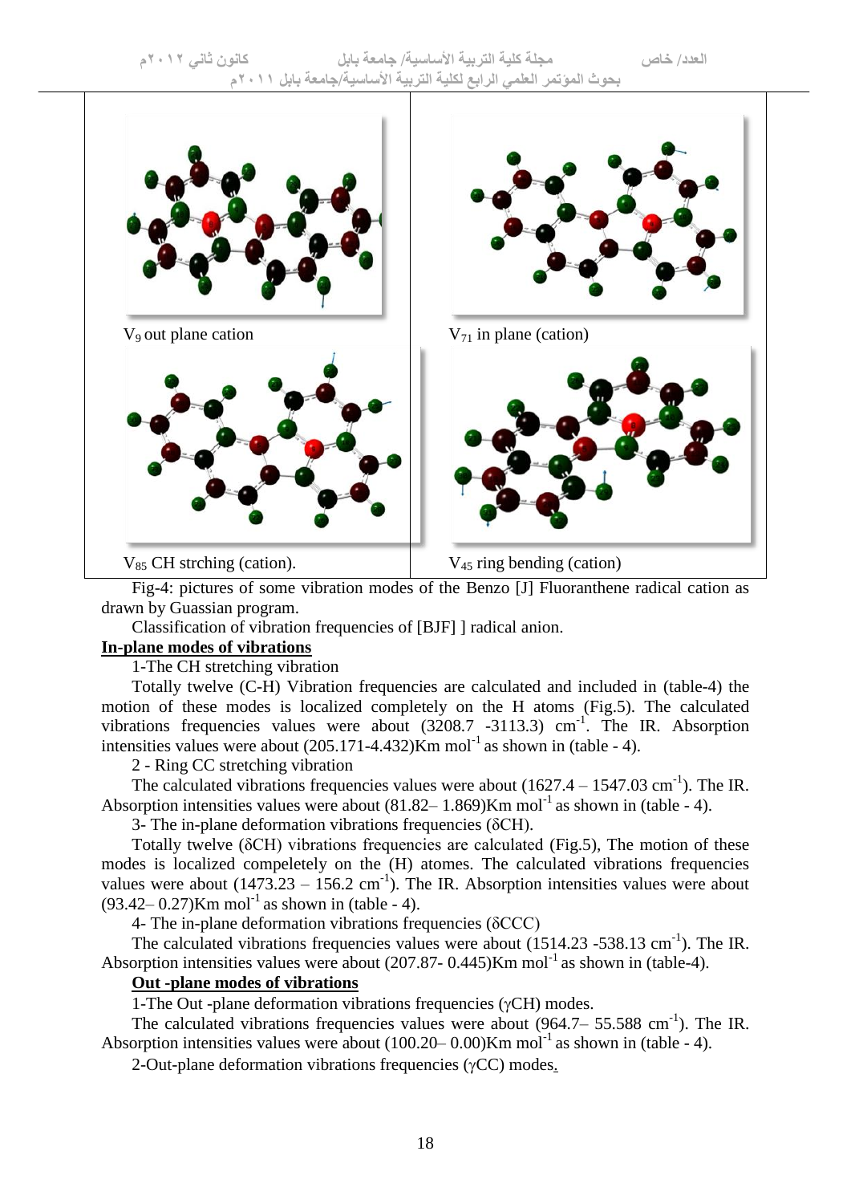$V_9$ out plane cation

$V_{71}$ in plane (cation)

$V_{85}$ CH strching (cation).

$V_{45}$ ring bending (cation)

Fig-4: pictures of some vibration modes of the Benzo [J] Fluoranthene radical cation as drawn by Guassian program.

Classification of vibration frequencies of [BJF] ] radical anion.

**In-plane modes of vibrations**

1-The CH stretching vibration

Totally twelve (C-H) Vibration frequencies are calculated and included in (table-4) the motion of these modes is localized completely on the H atoms (Fig.5). The calculated vibrations frequencies values were about (3208.7 -3113.3) $cm^{-1}$. The IR. Absorption intensities values were about (205.171-4.432)Km $mol^{-1}$ as shown in (table - 4).

2 - Ring CC stretching vibration

The calculated vibrations frequencies values were about (1627.4 – 1547.03 $cm^{-1}$). The IR. Absorption intensities values were about (81.82– 1.869)Km $mol^{-1}$ as shown in (table - 4).

3- The in-plane deformation vibrations frequencies (δCH).

Totally twelve (δCH) vibrations frequencies are calculated (Fig.5), The motion of these modes is localized compeletely on the (H) atomes. The calculated vibrations frequencies values were about (1473.23 – 156.2 $cm^{-1}$). The IR. Absorption intensities values were about (93.42– 0.27)Km $mol^{-1}$ as shown in (table - 4).

4- The in-plane deformation vibrations frequencies (δCCC)

The calculated vibrations frequencies values were about (1514.23 -538.13 $cm^{-1}$). The IR. Absorption intensities values were about (207.87- 0.445)Km $mol^{-1}$ as shown in (table-4).

**Out -plane modes of vibrations**

1-The Out -plane deformation vibrations frequencies (γCH) modes.

The calculated vibrations frequencies values were about (964.7– 55.588 $cm^{-1}$). The IR. Absorption intensities values were about (100.20– 0.00)Km $mol^{-1}$ as shown in (table - 4).

2-Out-plane deformation vibrations frequencies (γCC) modes.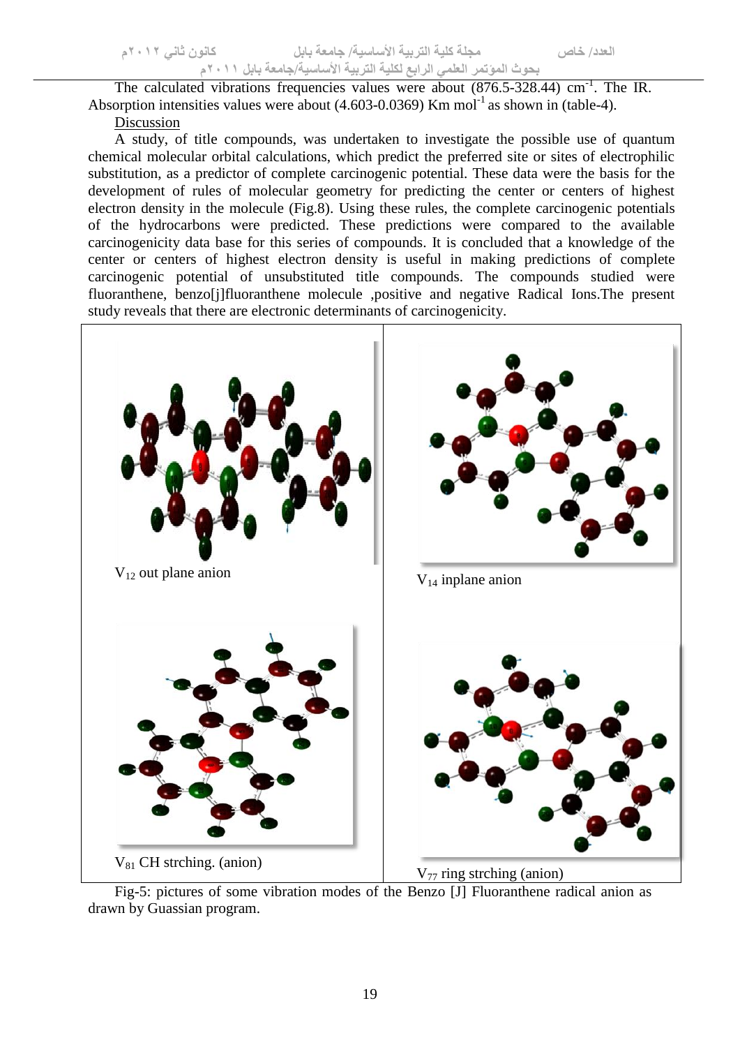The calculated vibrations frequencies values were about (876.5-328.44) $cm^{-1}$. The IR. Absorption intensities values were about (4.603-0.0369) Km $mol^{-1}$ as shown in (table-4).

Discussion

A study, of title compounds, was undertaken to investigate the possible use of quantum chemical molecular orbital calculations, which predict the preferred site or sites of electrophilic substitution, as a predictor of complete carcinogenic potential. These data were the basis for the development of rules of molecular geometry for predicting the center or centers of highest electron density in the molecule (Fig.8). Using these rules, the complete carcinogenic potentials of the hydrocarbons were predicted. These predictions were compared to the available carcinogenicity data base for this series of compounds. It is concluded that a knowledge of the center or centers of highest electron density is useful in making predictions of complete carcinogenic potential of unsubstituted title compounds. The compounds studied were fluoranthene, benzo[j]fluoranthene molecule ,positive and negative Radical Ions.The present study reveals that there are electronic determinants of carcinogenicity.

$V_{12}$ out plane anion

$V_{14}$ inplane anion

$V_{81}$ CH strching. (anion)

$V_{77}$ ring strching (anion)

Fig-5: pictures of some vibration modes of the Benzo [J] Fluoranthene radical anion as drawn by Guassian program.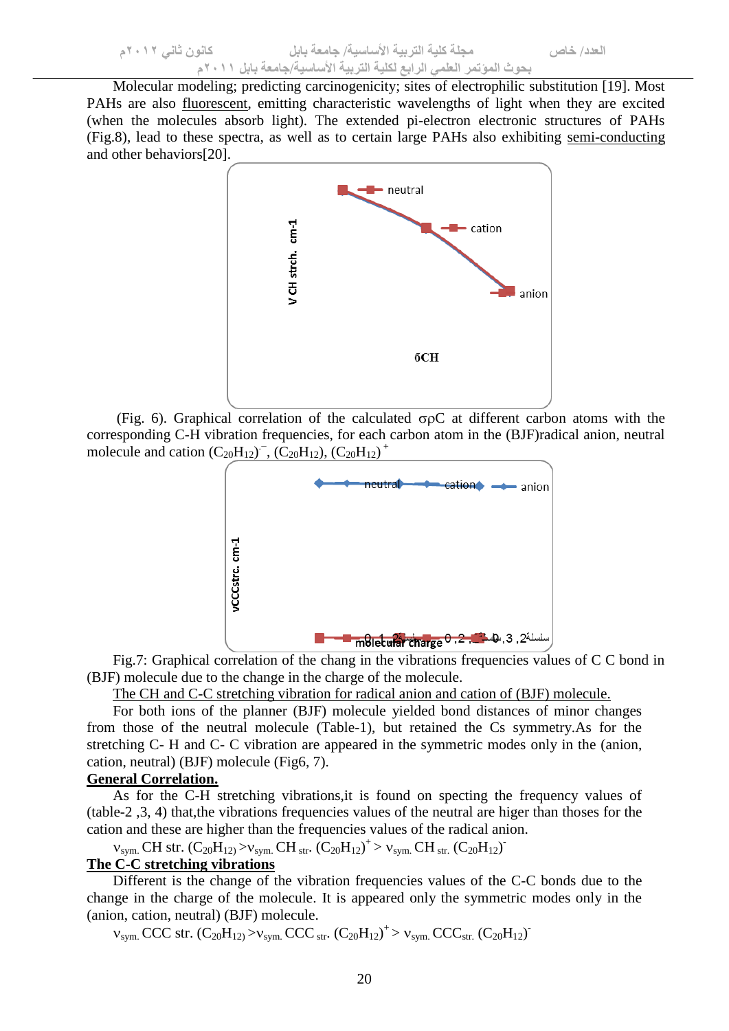Molecular modeling; predicting carcinogenicity; sites of electrophilic substitution [19]. Most PAHs are also fluorescent, emitting characteristic wavelengths of light when they are excited (when the molecules absorb light). The extended pi-electron electronic structures of PAHs (Fig.8), lead to these spectra, as well as to certain large PAHs also exhibiting semi-conducting and other behaviors[20].

(Fig. 6). Graphical correlation of the calculated σρC at different carbon atoms with the corresponding C-H vibration frequencies, for each carbon atom in the (BJF)radical anion, neutral molecule and cation $(C_{20}H_{12})^{-}$, $(C_{20}H_{12})$, $(C_{20}H_{12})^{+}$

Fig.7: Graphical correlation of the chang in the vibrations frequencies values of C C bond in (BJF) molecule due to the change in the charge of the molecule.

The CH and C-C stretching vibration for radical anion and cation of (BJF) molecule.

For both ions of the planner (BJF) molecule yielded bond distances of minor changes from those of the neutral molecule (Table-1), but retained the Cs symmetry.As for the stretching C- H and C- C vibration are appeared in the symmetric modes only in the (anion, cation, neutral) (BJF) molecule (Fig6, 7).

**General Correlation.**

As for the C-H stretching vibrations,it is found on specting the frequency values of (table-2 ,3, 4) that,the vibrations frequencies values of the neutral are higer than thoses for the cation and these are higher than the frequencies values of the radical anion.

$\nu_{sym.}$ CH str. $(C_{20}H_{12})$ $>\nu_{sym.}$ CH $_{str.}$ $(C_{20}H_{12})^{+}$ $>$ $\nu_{sym.}$ CH $_{str.}$ $(C_{20}H_{12})^{-}$

**The C-C stretching vibrations**

Different is the change of the vibration frequencies values of the C-C bonds due to the change in the charge of the molecule. It is appeared only the symmetric modes only in the (anion, cation, neutral) (BJF) molecule.

$\nu_{sym.}$ CCC str. $(C_{20}H_{12})$ $>\nu_{sym.}$ CCC $_{str.}$ $(C_{20}H_{12})^{+}$ $>$ $\nu_{sym.}$ CCC$_{str.}$ $(C_{20}H_{12})^{-}$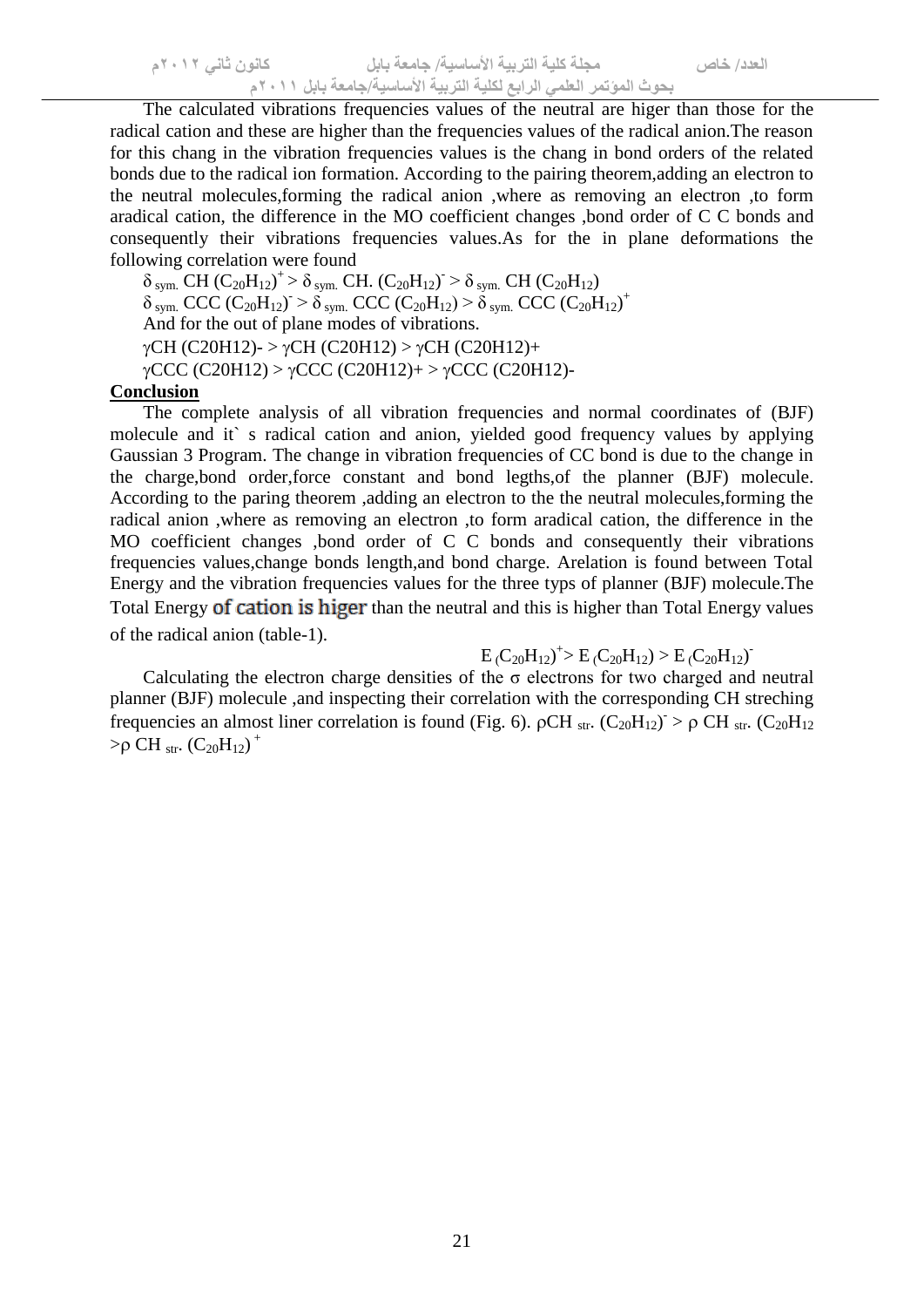The calculated vibrations frequencies values of the neutral are higer than those for the radical cation and these are higher than the frequencies values of the radical anion.The reason for this chang in the vibration frequencies values is the chang in bond orders of the related bonds due to the radical ion formation. According to the pairing theorem,adding an electron to the neutral molecules,forming the radical anion ,where as removing an electron ,to form aradical cation, the difference in the MO coefficient changes ,bond order of C C bonds and consequently their vibrations frequencies values.As for the in plane deformations the following correlation were found

$\delta_{sym.}$ CH $(C_{20}H_{12})^{+}$ > $\delta_{sym.}$ CH. $(C_{20}H_{12})^{-}$ > $\delta_{sym.}$ CH $(C_{20}H_{12})$

$\delta_{sym.}$ CCC $(C_{20}H_{12})^{-}$ > $\delta_{sym.}$ CCC $(C_{20}H_{12})$ > $\delta_{sym.}$ CCC $(C_{20}H_{12})^{+}$

And for the out of plane modes of vibrations.

$\gamma$CH (C20H12)- > $\gamma$CH (C20H12) > $\gamma$CH (C20H12)+

$\gamma$CCC (C20H12) > $\gamma$CCC (C20H12)+ > $\gamma$CCC (C20H12)-

**Conclusion**

The complete analysis of all vibration frequencies and normal coordinates of (BJF) molecule and it` s radical cation and anion, yielded good frequency values by applying Gaussian 3 Program. The change in vibration frequencies of CC bond is due to the change in the charge,bond order,force constant and bond legths,of the planner (BJF) molecule. According to the paring theorem ,adding an electron to the the neutral molecules,forming the radical anion ,where as removing an electron ,to form aradical cation, the difference in the MO coefficient changes ,bond order of C C bonds and consequently their vibrations frequencies values,change bonds length,and bond charge. Arelation is found between Total Energy and the vibration frequencies values for the three typs of planner (BJF) molecule.The Total Energy of cation is higer than the neutral and this is higher than Total Energy values of the radical anion (table-1).

$$E_{(}C_{20}H_{12})^{+} > E_{(}C_{20}H_{12}) > E_{(}C_{20}H_{12})^{-}$$

Calculating the electron charge densities of the $\sigma$ electrons for two charged and neutral planner (BJF) molecule ,and inspecting their correlation with the corresponding CH streching frequencies an almost liner correlation is found (Fig. 6). $\rho$CH $_{str.}$ $(C_{20}H_{12})^{-}$ > $\rho$ CH $_{str.}$ $(C_{20}H_{12}$ >$\rho$ CH $_{str.}$ $(C_{20}H_{12})^{+}$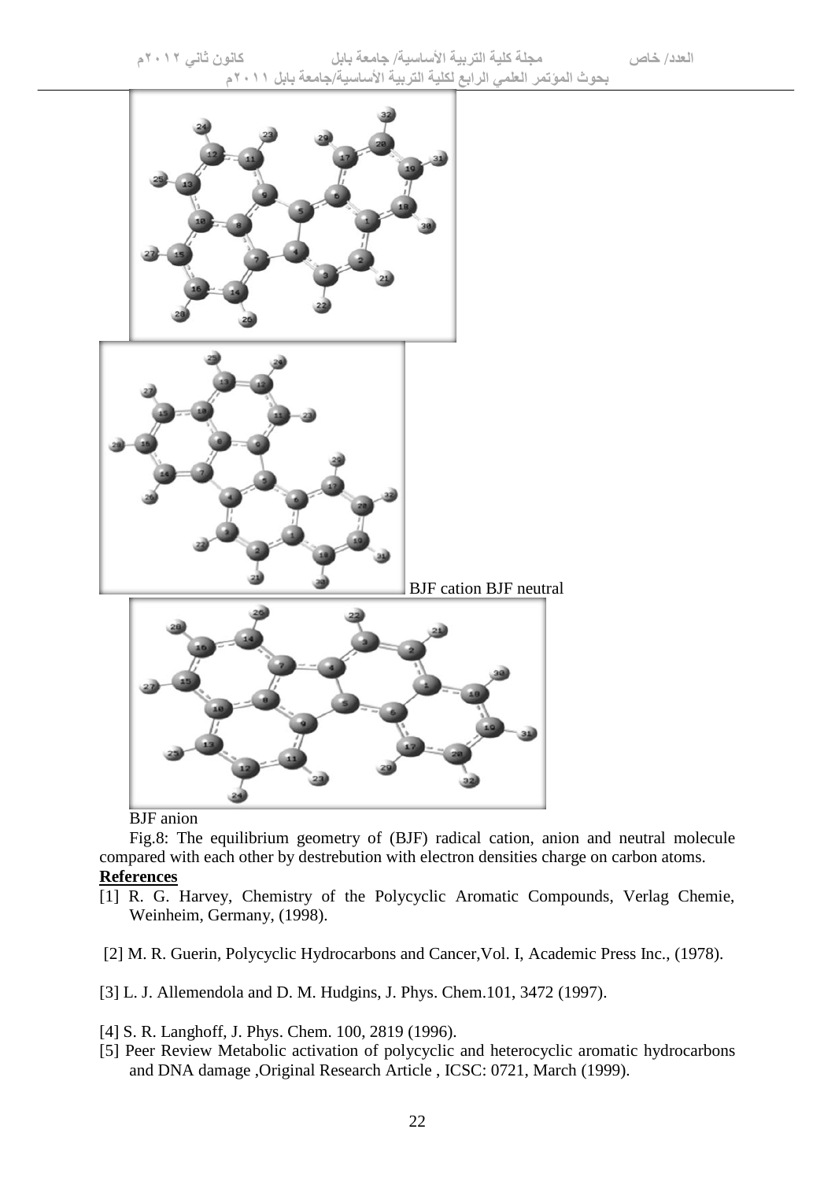BJF cation BJF neutral

BJF anion

Fig.8: The equilibrium geometry of (BJF) radical cation, anion and neutral molecule compared with each other by destrebution with electron densities charge on carbon atoms.

**References**

[1] R. G. Harvey, Chemistry of the Polycyclic Aromatic Compounds, Verlag Chemie, Weinheim, Germany, (1998).

[2] M. R. Guerin, Polycyclic Hydrocarbons and Cancer,Vol. I, Academic Press Inc., (1978).

[3] L. J. Allemendola and D. M. Hudgins, J. Phys. Chem.101, 3472 (1997).

[4] S. R. Langhoff, J. Phys. Chem. 100, 2819 (1996).

[5] Peer Review Metabolic activation of polycyclic and heterocyclic aromatic hydrocarbons and DNA damage ,Original Research Article , ICSC: 0721, March (1999).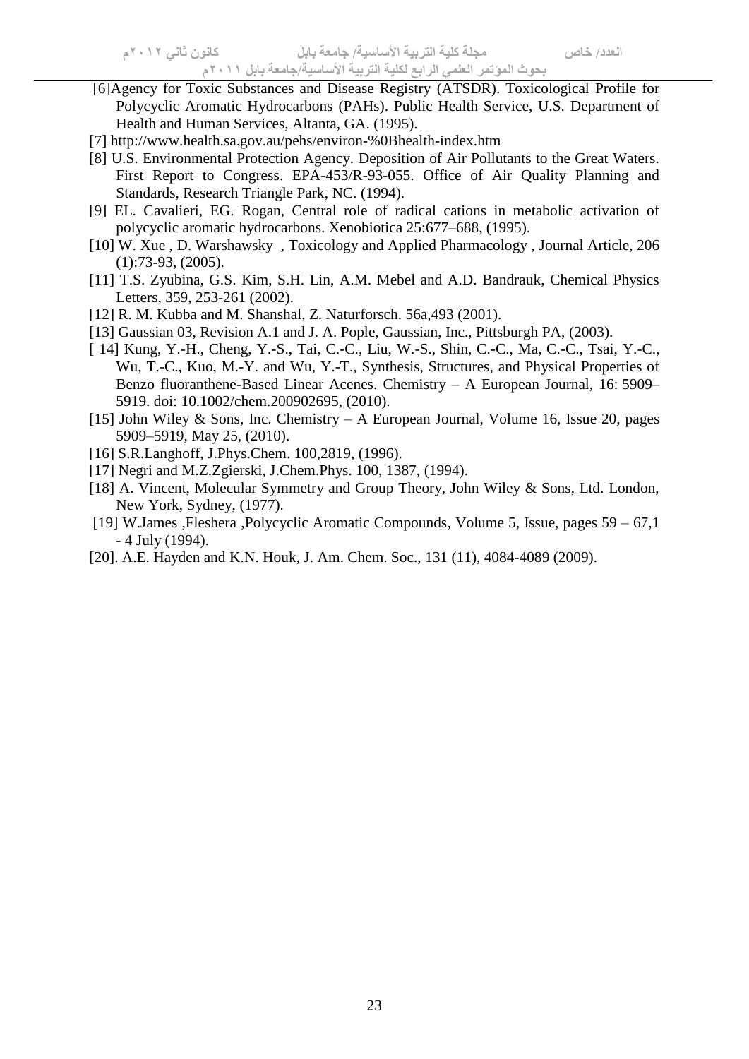[6]Agency for Toxic Substances and Disease Registry (ATSDR). Toxicological Profile for Polycyclic Aromatic Hydrocarbons (PAHs). Public Health Service, U.S. Department of Health and Human Services, Altanta, GA. (1995).

[7] http://www.health.sa.gov.au/pehs/environ-%0Bhealth-index.htm

[8] U.S. Environmental Protection Agency. Deposition of Air Pollutants to the Great Waters. First Report to Congress. EPA-453/R-93-055. Office of Air Quality Planning and Standards, Research Triangle Park, NC. (1994).

[9] EL. Cavalieri, EG. Rogan, Central role of radical cations in metabolic activation of polycyclic aromatic hydrocarbons. Xenobiotica 25:677–688, (1995).

[10] W. Xue , D. Warshawsky , Toxicology and Applied Pharmacology , Journal Article, 206 (1):73-93, (2005).

[11] T.S. Zyubina, G.S. Kim, S.H. Lin, A.M. Mebel and A.D. Bandrauk, Chemical Physics Letters, 359, 253-261 (2002).

[12] R. M. Kubba and M. Shanshal, Z. Naturforsch. 56a,493 (2001).

[13] Gaussian 03, Revision A.1 and J. A. Pople, Gaussian, Inc., Pittsburgh PA, (2003).

[ 14] Kung, Y.-H., Cheng, Y.-S., Tai, C.-C., Liu, W.-S., Shin, C.-C., Ma, C.-C., Tsai, Y.-C., Wu, T.-C., Kuo, M.-Y. and Wu, Y.-T., Synthesis, Structures, and Physical Properties of Benzo fluoranthene-Based Linear Acenes. Chemistry – A European Journal, 16: 5909–5919. doi: 10.1002/chem.200902695, (2010).

[15] John Wiley & Sons, Inc. Chemistry – A European Journal, Volume 16, Issue 20, pages 5909–5919, May 25, (2010).

[16] S.R.Langhoff, J.Phys.Chem. 100,2819, (1996).

[17] Negri and M.Z.Zgierski, J.Chem.Phys. 100, 1387, (1994).

[18] A. Vincent, Molecular Symmetry and Group Theory, John Wiley & Sons, Ltd. London, New York, Sydney, (1977).

[19] W.James ,Fleshera ,Polycyclic Aromatic Compounds, Volume 5, Issue, pages 59 – 67,1 - 4 July (1994).

[20]. A.E. Hayden and K.N. Houk, J. Am. Chem. Soc., 131 (11), 4084-4089 (2009).